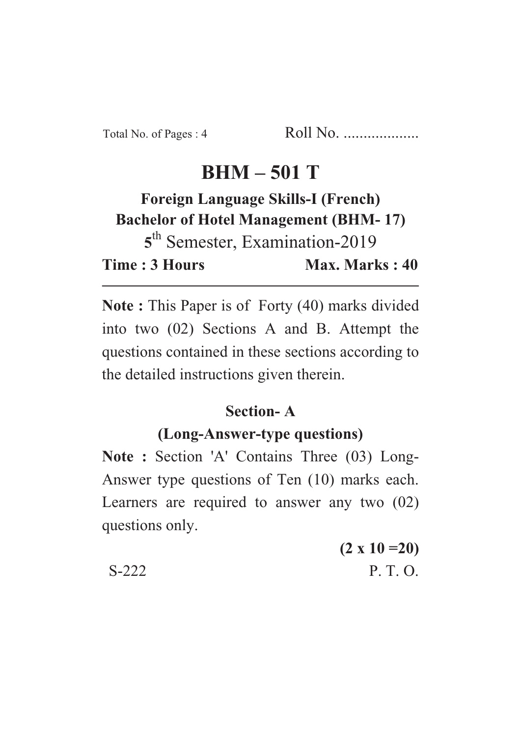Total No. of Pages : 4 Roll No. ...................

# BHM – 501 T

## Foreign Language Skills-I (French)

## Bachelor of Hotel Management (BHM- 17)

5th Semester, Examination-2019

**Time : 3 Hours** **Max. Marks : 40**

---

**Note :** This Paper is of Forty (40) marks divided into two (02) Sections A and B. Attempt the questions contained in these sections according to the detailed instructions given therein.

### Section- A

### (Long-Answer-type questions)

**Note :** Section 'A' Contains Three (03) Long-Answer type questions of Ten (10) marks each. Learners are required to answer any two (02) questions only.

**(2 x 10 =20)**

S-222 P. T. O.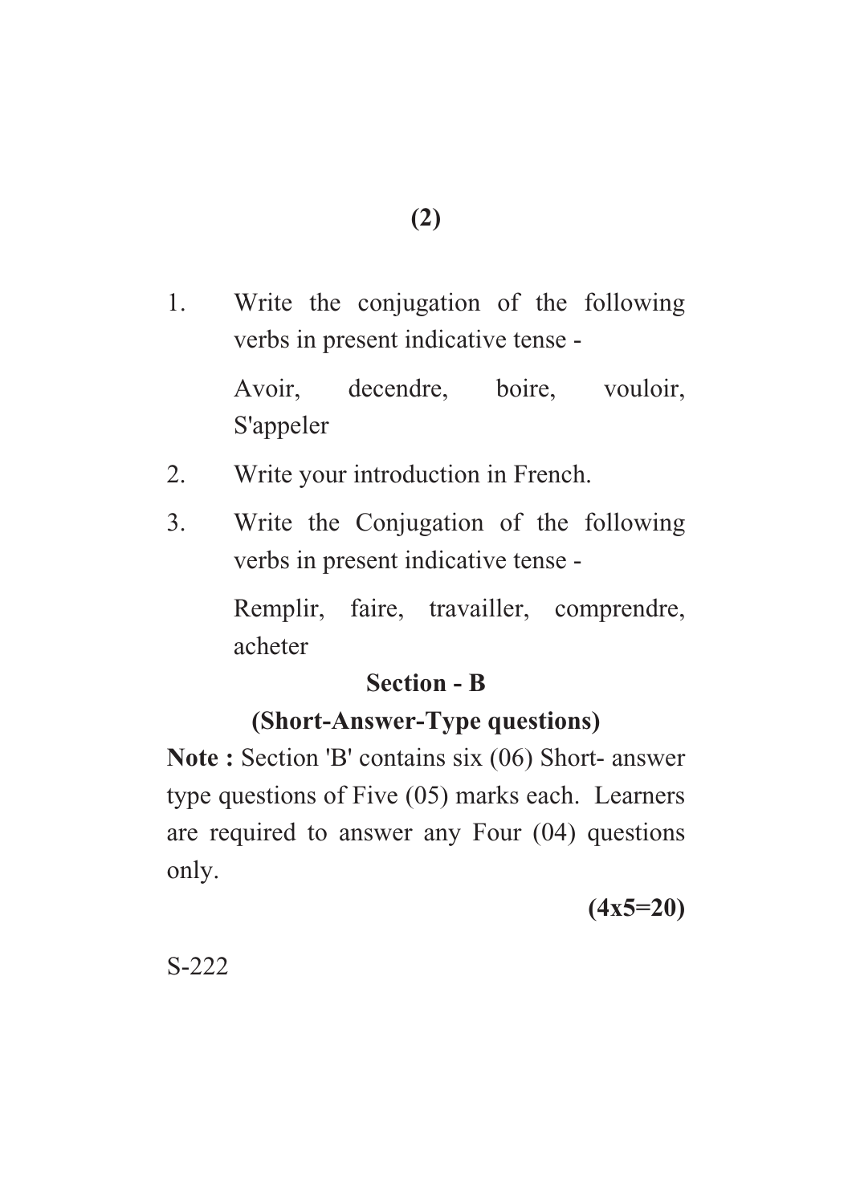1. Write the conjugation of the following verbs in present indicative tense -

   Avoir, decendre, boire, vouloir, S'appeler

2. Write your introduction in French.

3. Write the Conjugation of the following verbs in present indicative tense -

   Remplir, faire, travailler, comprendre, acheter

## Section - B

### (Short-Answer-Type questions)

**Note :** Section 'B' contains six (06) Short- answer type questions of Five (05) marks each. Learners are required to answer any Four (04) questions only.

**(4x5=20)**

S-222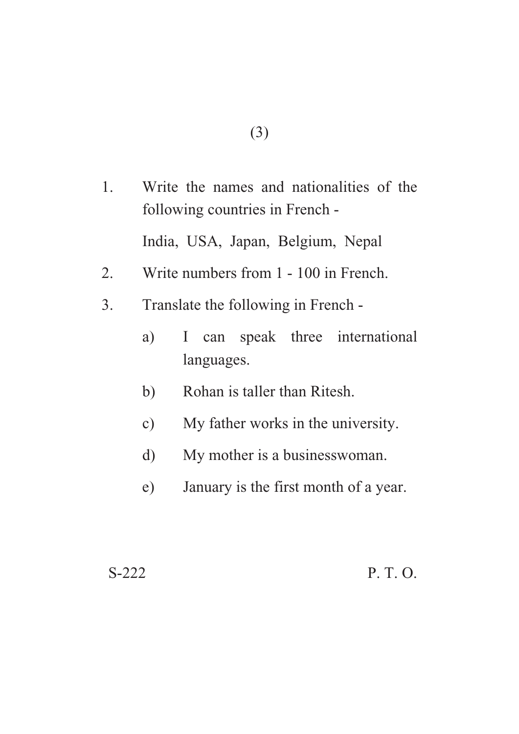1. Write the names and nationalities of the following countries in French -

   India, USA, Japan, Belgium, Nepal

2. Write numbers from 1 - 100 in French.

3. Translate the following in French -

   a) I can speak three international languages.

   b) Rohan is taller than Ritesh.

   c) My father works in the university.

   d) My mother is a businesswoman.

   e) January is the first month of a year.

S-222 P. T. O.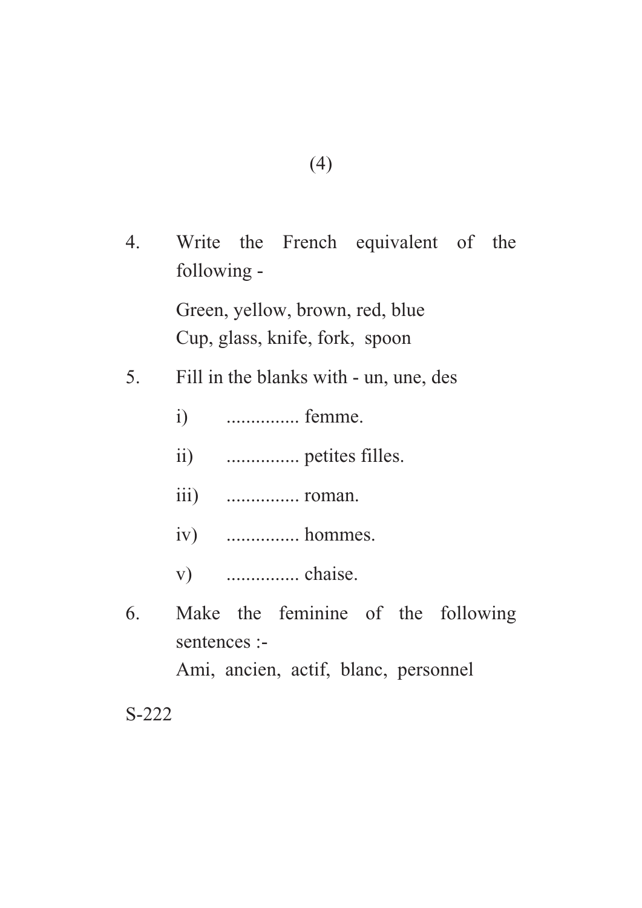4. Write the French equivalent of the following -

   Green, yellow, brown, red, blue
   Cup, glass, knife, fork, spoon

5. Fill in the blanks with - un, une, des

   i) ............... femme.

   ii) ............... petites filles.

   iii) ............... roman.

   iv) ............... hommes.

   v) ............... chaise.

6. Make the feminine of the following sentences :-
   Ami, ancien, actif, blanc, personnel

S-222